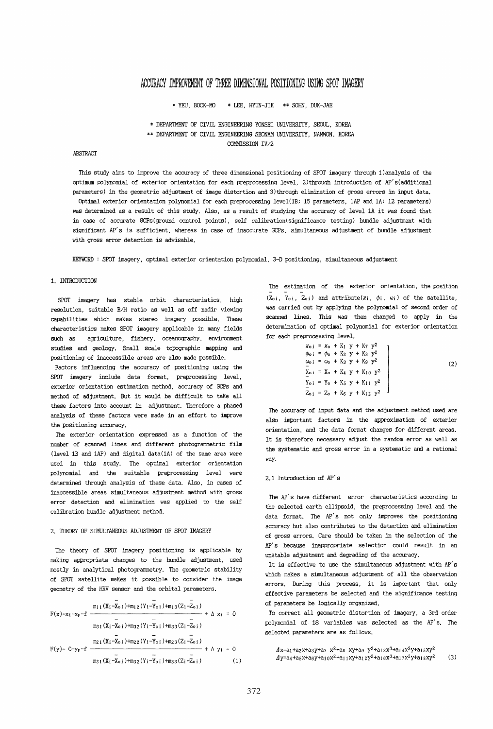# ACCURACY IMPROVEMENT OF THREE DIMENSIONAL POSITIONING USING SPOT IMAGERY

\* YEU, BOCK-MO   \* LEE, HYUN-JIK   \*\* SOHN, DUK-JAE

\* DEPARTMENT OF CIVIL ENGINEERING YONSEI UNIVERSITY, SEOUL, KOREA
\*\* DEPARTMENT OF CIVIL ENGINEERING SEONAM UNIVERSITY, NAMWON, KOREA
COMMISSION IV/2

ABSTRACT

This study aims to improve the accuracy of three dimensional positioning of SPOT imagery through 1)analysis of the optimum polynomial of exterior orientation for each preprocessing level, 2)through introduction of AP's(additional parameters) in the geometric adjustment of image distortion and 3)through elimination of gross errors in input data.

Optimal exterior orientation polynomial for each preprocessing level(1B; 15 parameters, 1AP and 1A; 12 parameters) was determined as a result of this study. Also, as a result of studying the accuracy of level 1A it was found that in case of accurate GCPs(ground control points), self calibration(significance testing) bundle adjustment with significant AP's is sufficient, whereas in case of inaccurate GCPs, simultaneous adjustment of bundle adjustment with gross error detection is advisable.

KEYWORD : SPOT imagery, optimal exterior orientation polynomial, 3-D positioning, simultaneous adjustment

## 1. INTRODUCTION

SPOT imagery has stable orbit characteristics, high resolution, suitable B/H ratio as well as off nadir viewing capabilities which makes stereo imagery possible. These characteristics makes SPOT imagery applicable in many fields such as agriculture, fishery, oceanography, environment studies and geology. Small scale topographic mapping and positioning of inaccessible areas are also made possible.

Factors influencing the accuracy of positioning using the SPOT imagery include data format, preprocessing level, exterior orientation estimation method, accuracy of GCPs and method of adjustment. But it would be difficult to take all these factors into account in adjustment. Therefore a phased analysis of these factors were made in an effort to improve the positioning accuracy.

The exterior orientation expressed as a function of the number of scanned lines and different photogrammetric film (level 1B and 1AP) and digital data(1A) of the same area were used in this study. The optimal exterior orientation polynomial and the suitable preprocessing level were determined through analysis of these data. Also, in cases of inaccessible areas simultaneous adjustment method with gross error detection and elimination was applied to the self calibration bundle adjustment method.

## 2. THEORY OF SIMULTANEOUS ADJUSTMENT OF SPOT IMAGERY

The theory of SPOT imagery positioning is applicable by making appropriate changes to the bundle adjustment, used mostly in analytical photogrammetry. The geometric stability of SPOT satellite makes it possible to consider the image geometry of the HRV sensor and the orbital parameters.

$$F(x)=x_i-x_p-f\frac{m_{11}(X_i-\bar{X}_{oi})+m_{12}(Y_i-\bar{Y}_{oi})+m_{13}(Z_i-\bar{Z}_{oi})}{m_{31}(X_i-\bar{X}_{oi})+m_{32}(Y_i-\bar{Y}_{oi})+m_{33}(Z_i-\bar{Z}_{oi})}+\Delta x_i=0$$

$$F(y)=0-y_p-f\frac{m_{21}(X_i-\bar{X}_{oi})+m_{22}(Y_i-\bar{Y}_{oi})+m_{23}(Z_i-\bar{Z}_{oi})}{m_{31}(X_i-\bar{X}_{oi})+m_{32}(Y_i-\bar{Y}_{oi})+m_{33}(Z_i-\bar{Z}_{oi})}+\Delta y_i=0 \qquad (1)$$

The estimation of the exterior orientation, the position $(\bar{X}_{oi}, \bar{Y}_{oi}, \bar{Z}_{oi})$ and attribute$(\kappa_i, \phi_i, \omega_i)$ of the satellite, was carried out by applying the polynomial of second order of scanned lines. This was then changed to apply in the determination of optimal polynomial for exterior orientation for each preprocessing level.

$$\begin{aligned}
\kappa_{oi} &= \kappa_o + K_1\, y + K_7\, y^2 \\
\phi_{oi} &= \phi_o + K_2\, y + K_8\, y^2 \\
\omega_{oi} &= \omega_o + K_3\, y + K_9\, y^2 \\
\bar{X}_{oi} &= X_o + K_4\, y + K_{10}\, y^2 \\
\bar{Y}_{oi} &= Y_o + K_5\, y + K_{11}\, y^2 \\
\bar{Z}_{oi} &= Z_o + K_6\, y + K_{12}\, y^2
\end{aligned} \qquad (2)$$

The accuracy of input data and the adjustment method used are also important factors in the approximation of exterior orientation, and the data format changes for different areas. It is therefore necessary adjust the random error as well as the systematic and gross error in a systematic and a rational way.

### 2.1 Introduction of AP's

The AP's have different error characteristics according to the selected earth ellipsoid, the preprocessing level and the data format. The AP's not only improves the positioning accuracy but also contributes to the detection and elimination of gross errors. Care should be taken in the selection of the AP's because inappropriate selection could result in an unstable adjustment and degrading of the accuracy.

It is effective to use the simultaneous adjustment with AP's which makes a simultaneous adjustment of all the observation errors. During this process, it is important that only effective parameters be selected and the significance testing of parameters be logically organized.

To correct all geometric distortion of imagery, a 3rd order polynomial of 18 variables was selected as the AP's. The selected parameters are as follows.

$$\begin{aligned}
\Delta x &= a_1+a_2x+a_3y+a_7\, x^2+a_8\, xy+a_9\, y^2+a_{13}x^3+a_{14}x^2y+a_{15}xy^2 \\
\Delta y &= a_4+a_5x+a_6y+a_{10}x^2+a_{11}xy+a_{12}y^2+a_{16}x^3+a_{17}x^2y+a_{18}xy^2
\end{aligned} \qquad (3)$$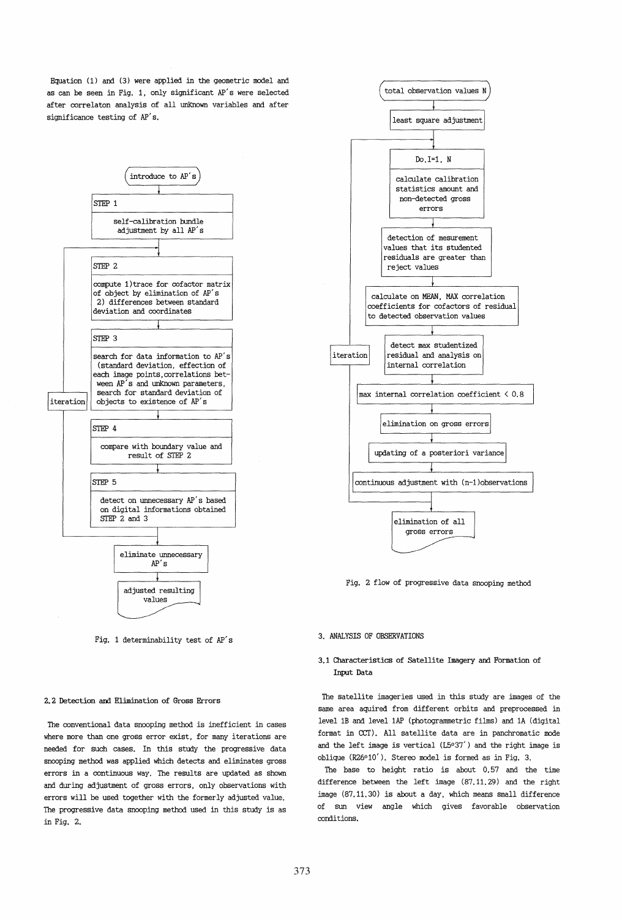Equation (1) and (3) were applied in the geometric model and as can be seen in Fig. 1, only significant AP's were selected after correlaton analysis of all unknown variables and after significance testing of AP's.

```
introduce to AP's
STEP 1: self-calibration bundle adjustment by all AP's
STEP 2: compute 1)trace for cofactor matrix of object by elimination of AP's
        2) differences between standard deviation and coordinates
STEP 3: search for data information to AP's (standard deviation, effection of each image points, correlations between AP's and unknown parameters, search for standard deviation of objects to existence of AP's
STEP 4: compare with boundary value and result of STEP 2
STEP 5: detect on unnecessary AP's based on digital informations obtained STEP 2 and 3
(iteration: STEP 5 -> STEP 2)
eliminate unnecessary AP's
adjusted resulting values
```

Fig. 1 determinability test of AP's

### 2.2 Detection and Elimination of Gross Errors

The conventional data snooping method is inefficient in cases where more than one gross error exist, for many iterations are needed for such cases. In this study the progressive data snooping method was applied which detects and eliminates gross errors in a continuous way. The results are updated as shown and during adjustment of gross errors, only observations with errors will be used together with the formerly adjusted value. The progressive data snooping method used in this study is as in Fig. 2.

```
total observation values N
least square adjustment
Do, I=1, N
  calculate calibration statistics amount and non-detected gross errors
  detection of mesurement values that its studented residuals are greater than reject values
  calculate on MEAN, MAX correlation coefficients for cofactors of residual to detected observation values
  detect max studentized residual and analysis on internal correlation
  max internal correlation coefficient < 0.8
  elimination on gross errors
  updating of a posteriori variance
  continuous adjustment with (n-1)observations
(iteration)
elimination of all gross errors
```

Fig. 2 flow of progressive data snooping method

## 3. ANALYSIS OF OBSERVATIONS

### 3.1 Characteristics of Satellite Imagery and Formation of Input Data

The satellite imageries used in this study are images of the same area aquired from different orbits and preprocessed in level 1B and level 1AP (photogrammetric films) and 1A (digital format in CCT). All satellite data are in panchromatic mode and the left image is vertical (L5°37′) and the right image is oblique (R26°10′). Stereo model is formed as in Fig. 3.

The base to height ratio is about 0.57 and the time difference between the left image (87.11.29) and the right image (87.11.30) is about a day, which means small difference of sun view angle which gives favorable observation conditions.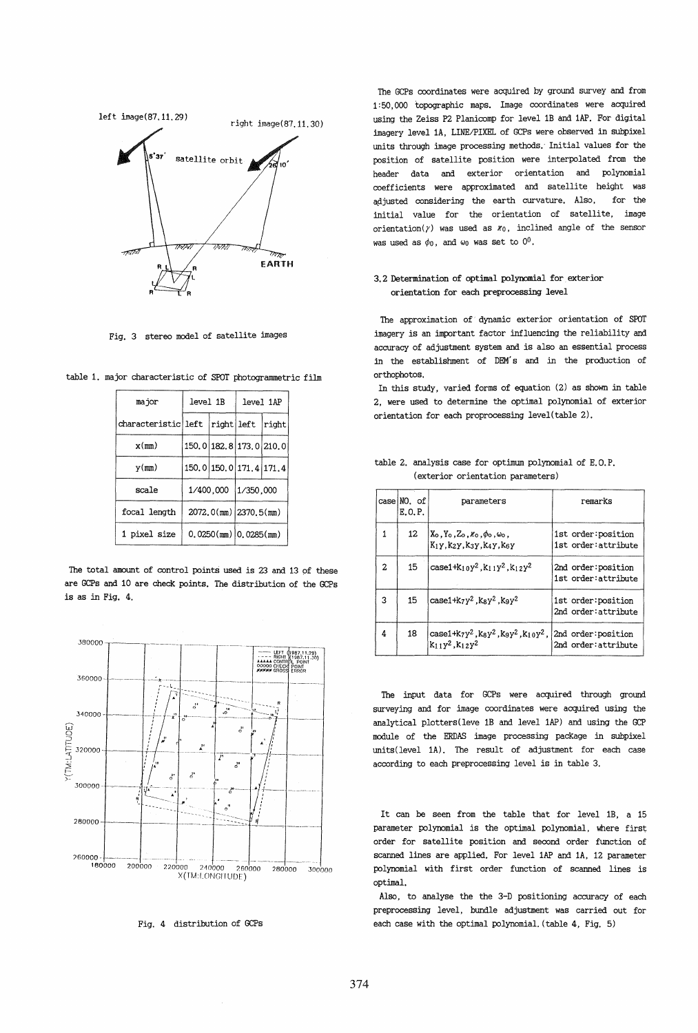Fig. 3 stereo model of satellite images

table 1. major characteristic of SPOT photogrammetric film

| major characteristic | level 1B | | level 1AP | |
|---|---|---|---|---|
| | left | right | left | right |
| x(mm) | 150.0 | 182.8 | 173.0 | 210.0 |
| y(mm) | 150.0 | 150.0 | 171.4 | 171.4 |
| scale | 1/400,000 | | 1/350,000 | |
| focal length | 2072.0(mm) | | 2370.5(mm) | |
| 1 pixel size | 0.0250(mm) | | 0.0285(mm) | |

The total amount of control points used is 23 and 13 of these are GCPs and 10 are check points. The distribution of the GCPs is as in Fig. 4.

Fig. 4 distribution of GCPs

The GCPs coordinates were acquired by ground survey and from 1:50,000 topographic maps. Image coordinates were acquired using the Zeiss P2 Planicomp for level 1B and 1AP. For digital imagery level 1A, LINE/PIXEL of GCPs were observed in subpixel units through image processing methods. Initial values for the position of satellite position were interpolated from the header data and exterior orientation and polynomial coefficients were approximated and satellite height was adjusted considering the earth curvature. Also, for the initial value for the orientation of satellite, image orientation($\gamma$) was used as $\kappa_0$, inclined angle of the sensor was used as $\phi_0$, and $\omega_0$ was set to $0^0$.

### 3.2 Determination of optimal polynomial for exterior orientation for each preprocessing level

The approximation of dynamic exterior orientation of SPOT imagery is an important factor influencing the reliability and accuracy of adjustment system and is also an essential process in the establishment of DEM's and in the production of orthophotos.

In this study, varied forms of equation (2) as shown in table 2, were used to determine the optimal polynomial of exterior orientation for each proprocessing level(table 2).

table 2. analysis case for optimum polynomial of E.O.P. (exterior orientation parameters)

| case | NO. of E.O.P. | parameters | remarks |
|---|---|---|---|
| 1 | 12 | $X_0, Y_0, Z_0, \kappa_0, \phi_0, \omega_0$, $K_1y, K_2y, K_3y, K_4y, K_6y$ | 1st order:position 1st order:attribute |
| 2 | 15 | case1+$K_{10}y^2, K_{11}y^2, K_{12}y^2$ | 2nd order:position 1st order:attribute |
| 3 | 15 | case1+$K_7y^2, K_8y^2, K_9y^2$ | 1st order:position 2nd order:attribute |
| 4 | 18 | case1+$K_7y^2, K_8y^2, K_9y^2, K_{10}y^2$, $K_{11}y^2, K_{12}y^2$ | 2nd order:position 2nd order:attribute |

The input data for GCPs were acquired through ground surveying and for image coordinates were acquired using the analytical plotters(leve 1B and level 1AP) and using the GCP module of the ERDAS image processing package in subpixel units(level 1A). The result of adjustment for each case according to each preprocessing level is in table 3.

It can be seen from the table that for level 1B, a 15 parameter polynomial is the optimal polynomial, where first order for satellite position and second order function of scanned lines are applied. For level 1AP and 1A, 12 parameter polynomial with first order function of scanned lines is optimal.

Also, to analyse the the 3-D positioning accuracy of each preprocessing level, bundle adjustment was carried out for each case with the optimal polynomial.(table 4, Fig. 5)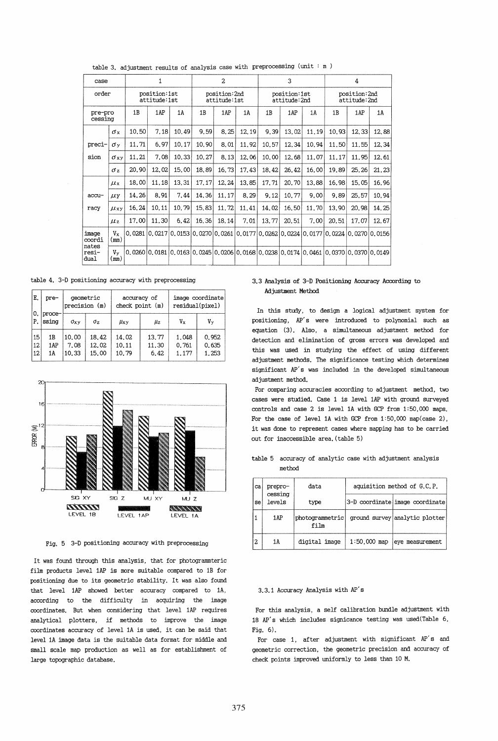table 3. adjustment results of analysis case with preprocessing (unit : m )

| case | | 1 | | | 2 | | | 3 | | | 4 | | |
|---|---|---|---|---|---|---|---|---|---|---|---|---|---|
| order | | position:1st attitude:1st | | | position:2nd attitude:1st | | | position:1st attitude:2nd | | | position:2nd attitude:2nd | | |
| pre-pro cessing | | 1B | 1AP | 1A | 1B | 1AP | 1A | 1B | 1AP | 1A | 1B | 1AP | 1A |
| preci-sion | $\sigma_x$ | 10.50 | 7.18 | 10.49 | 9.59 | 8.25 | 12.19 | 9.39 | 13.02 | 11.19 | 10.93 | 12.33 | 12.88 |
| | $\sigma_y$ | 11.71 | 6.97 | 10.17 | 10.90 | 8.01 | 11.92 | 10.57 | 12.34 | 10.94 | 11.50 | 11.55 | 12.34 |
| | $\sigma_{xy}$ | 11.21 | 7.08 | 10.33 | 10.27 | 8.13 | 12.06 | 10.00 | 12.68 | 11.07 | 11.17 | 11.95 | 12.61 |
| | $\sigma_z$ | 20.90 | 12.02 | 15.00 | 18.89 | 16.73 | 17.43 | 18.42 | 26.42 | 16.00 | 19.89 | 25.26 | 21.23 |
| accu-racy | $\mu_x$ | 18.00 | 11.18 | 13.31 | 17.17 | 12.24 | 13.85 | 17.71 | 20.70 | 13.88 | 16.98 | 15.05 | 16.96 |
| | $\mu_y$ | 14.26 | 8.91 | 7.44 | 14.36 | 11.17 | 8.29 | 9.12 | 10.77 | 9.00 | 9.89 | 25.57 | 10.94 |
| | $\mu_{xy}$ | 16.24 | 10.11 | 10.79 | 15.83 | 11.72 | 11.41 | 14.02 | 16.50 | 11.70 | 13.90 | 20.98 | 14.25 |
| | $\mu_z$ | 17.00 | 11.30 | 6.42 | 16.36 | 18.14 | 7.01 | 13.77 | 20.51 | 7.00 | 20.51 | 17.07 | 12.67 |
| image coordinates residual | $V_x$ (mm) | 0.0281 | 0.0217 | 0.0153 | 0.0270 | 0.0261 | 0.0177 | 0.0262 | 0.0224 | 0.0177 | 0.0224 | 0.0270 | 0.0156 |
| | $V_y$ (mm) | 0.0260 | 0.0181 | 0.0163 | 0.0245 | 0.0206 | 0.0168 | 0.0238 | 0.0174 | 0.0461 | 0.0370 | 0.0370 | 0.0149 |

table 4. 3-D positioning accuracy with preprocessing

| E.O.P. | pre-processing | geometric precision (m) | | accuracy of check point (m) | | image coordinate residual(pixel) | |
|---|---|---|---|---|---|---|---|
| | | $\sigma_{xy}$ | $\sigma_z$ | $\mu_{xy}$ | $\mu_z$ | $V_x$ | $V_y$ |
| 15 | 1B | 10.00 | 18.42 | 14.02 | 13.77 | 1.048 | 0.952 |
| 12 | 1AP | 7.08 | 12.02 | 10.11 | 11.30 | 0.761 | 0.635 |
| 12 | 1A | 10.33 | 15.00 | 10.79 | 6.42 | 1.177 | 1.253 |

Fig. 5 3-D positioning accuracy with preprocessing

It was found through this analysis, that for photogrammteric film products level 1AP is more suitable compared to 1B for positioning due to its geometric stability. It was also found that level 1AP showed better accuracy compared to 1A, according to the difficulty in acquiring the image coordinates. But when considering that level 1AP requires analytical plotters, if methods to improve the image coordinates accuracy of level 1A is used, it can be said that level 1A image data is the suitable data format for middle and small scale map production as well as for establishment of large topographic database.

### 3.3 Analysis of 3-D Positioning Accuracy According to Adjustment Method

In this study, to design a logical adjustment system for positioning, AP's were introduced to polynomial such as equation (3). Also, a simultaneous adjustment method for detection and elimination of gross errors was developed and this was used in studying the effect of using different adjustment methods. The significance testing which determines significant AP's was included in the developed simultaneous adjustment method.

For comparing accuracies according to adjustment method, two cases were studied. Case 1 is level 1AP with ground surveyed controls and case 2 is level 1A with GCP from 1:50,000 maps. For the case of level 1A with GCP from 1:50,000 map(case 2), it was done to represent cases where mapping has to be carried out for inaccessible area.(table 5)

table 5 accuracy of analytic case with adjustment analysis method

| case | preprocessing levels | data type | aquisition method of G.C.P. | |
|---|---|---|---|---|
| | | | 3-D coordinate | image coordinate |
| 1 | 1AP | photogrammetric film | ground survey | analytic plotter |
| 2 | 1A | digital image | 1:50,000 map | eye measurement |

#### 3.3.1 Accuracy Analysis with AP's

For this analysis, a self calibration bundle adjustment with 18 AP's which includes signicance testing was used(Table 6, Fig. 6).

For case 1, after adjustment with significant AP's and geometric correction, the geometric precision and accuracy of check points improved uniformly to less than 10 M.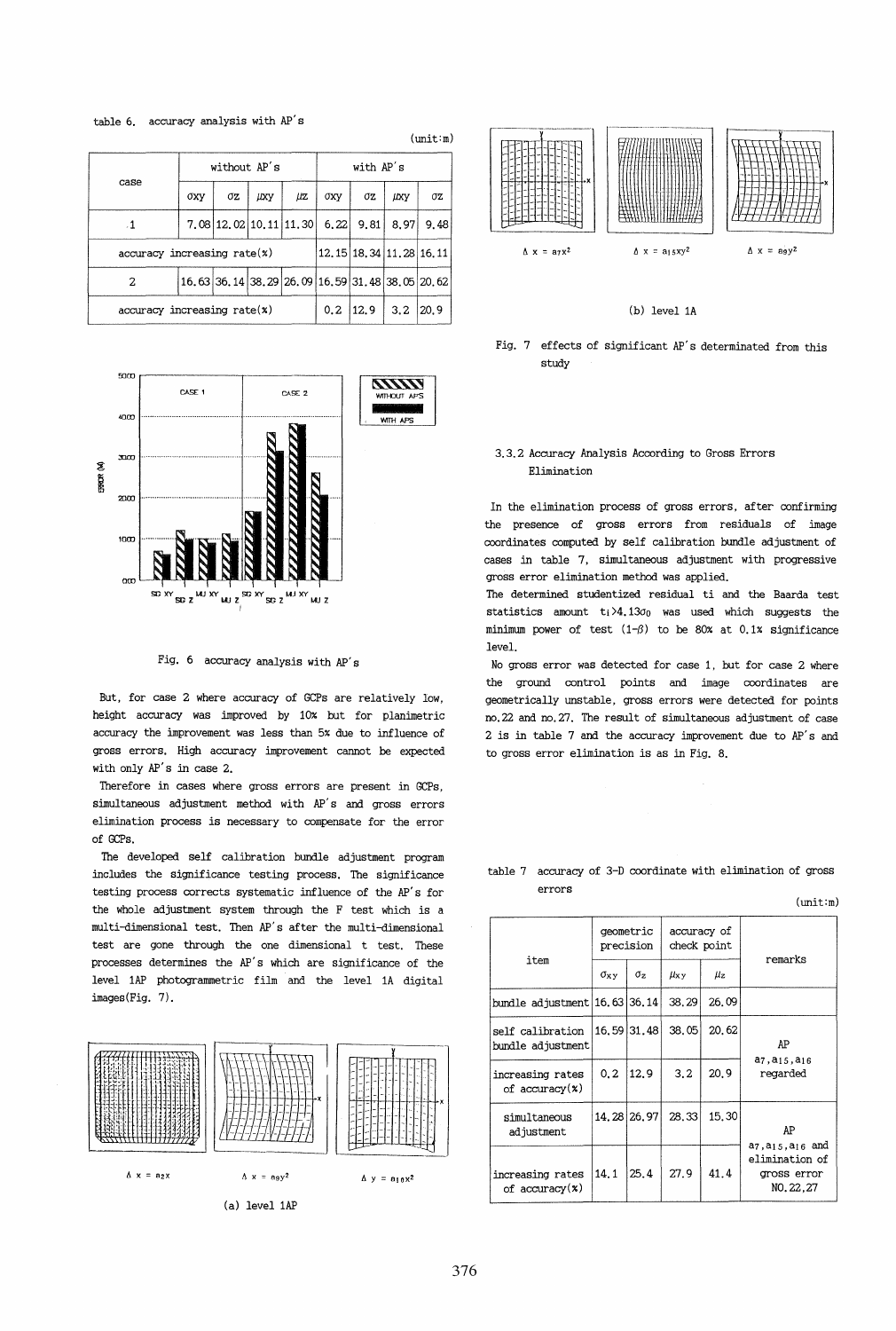table 6. accuracy analysis with AP's

(unit:m)

| case | without AP's | | | | with AP's | | | |
|---|---|---|---|---|---|---|---|---|
| | $\sigma_{xy}$ | $\sigma_z$ | $\mu_{xy}$ | $\mu_z$ | $\sigma_{xy}$ | $\sigma_z$ | $\mu_{xy}$ | $\sigma_z$ |
| 1 | 7.08 | 12.02 | 10.11 | 11.30 | 6.22 | 9.81 | 8.97 | 9.48 |
| accuracy increasing rate(%) | | | | | 12.15 | 18.34 | 11.28 | 16.11 |
| 2 | 16.63 | 36.14 | 38.29 | 26.09 | 16.59 | 31.48 | 38.05 | 20.62 |
| accuracy increasing rate(%) | | | | | 0.2 | 12.9 | 3.2 | 20.9 |

Fig. 6 accuracy analysis with AP's

But, for case 2 where accuracy of GCPs are relatively low, height accuracy was improved by 10% but for planimetric accuracy the improvement was less than 5% due to influence of gross errors. High accuracy improvement cannot be expected with only AP's in case 2.

Therefore in cases where gross errors are present in GCPs, simultaneous adjustment method with AP's and gross errors elimination process is necessary to compensate for the error of GCPs.

The developed self calibration bundle adjustment program includes the significance testing process. The significance testing process corrects systematic influence of the AP's for the whole adjustment system through the F test which is a multi-dimensional test. Then AP's after the multi-dimensional test are gone through the one dimensional t test. These processes determines the AP's which are significance of the level 1AP photogrammetric film and the level 1A digital images(Fig. 7).

$\Delta x = a_2 x$ $\Delta x = a_9 y^2$ $\Delta y = a_{10} x^2$

(a) level 1AP

$\Delta x = a_7 x^2$ $\Delta x = a_{15} xy^2$ $\Delta x = a_9 y^2$

(b) level 1A

Fig. 7 effects of significant AP's determined from this study

### 3.3.2 Accuracy Analysis According to Gross Errors Elimination

In the elimination process of gross errors, after confirming the presence of gross errors from residuals of image coordinates computed by self calibration bundle adjustment of cases in table 7, simultaneous adjustment with progressive gross error elimination method was applied.

The determined studentized residual ti and the Baarda test statistics amount $t_i > 4.13\sigma_0$ was used which suggests the minimum power of test $(1-\beta)$ to be 80% at 0.1% significance level.

No gross error was detected for case 1, but for case 2 where the ground control points and image coordinates are geometrically unstable, gross errors were detected for points no.22 and no.27. The result of simultaneous adjustment of case 2 is in table 7 and the accuracy improvement due to AP's and to gross error elimination is as in Fig. 8.

table 7 accuracy of 3-D coordinate with elimination of gross errors

(unit:m)

| item | geometric precision | | accuracy of check point | | remarks |
|---|---|---|---|---|---|
| | $\sigma_{xy}$ | $\sigma_z$ | $\mu_{xy}$ | $\mu_z$ | |
| bundle adjustment | 16.63 | 36.14 | 38.29 | 26.09 | |
| self calibration bundle adjustment | 16.59 | 31.48 | 38.05 | 20.62 | AP $a_7, a_{15}, a_{16}$ regarded |
| increasing rates of accuracy(%) | 0.2 | 12.9 | 3.2 | 20.9 | |
| simultaneous adjustment | 14.28 | 26.97 | 28.33 | 15.30 | AP $a_7, a_{15}, a_{16}$ and elimination of gross error NO.22,27 |
| increasing rates of accuracy(%) | 14.1 | 25.4 | 27.9 | 41.4 | |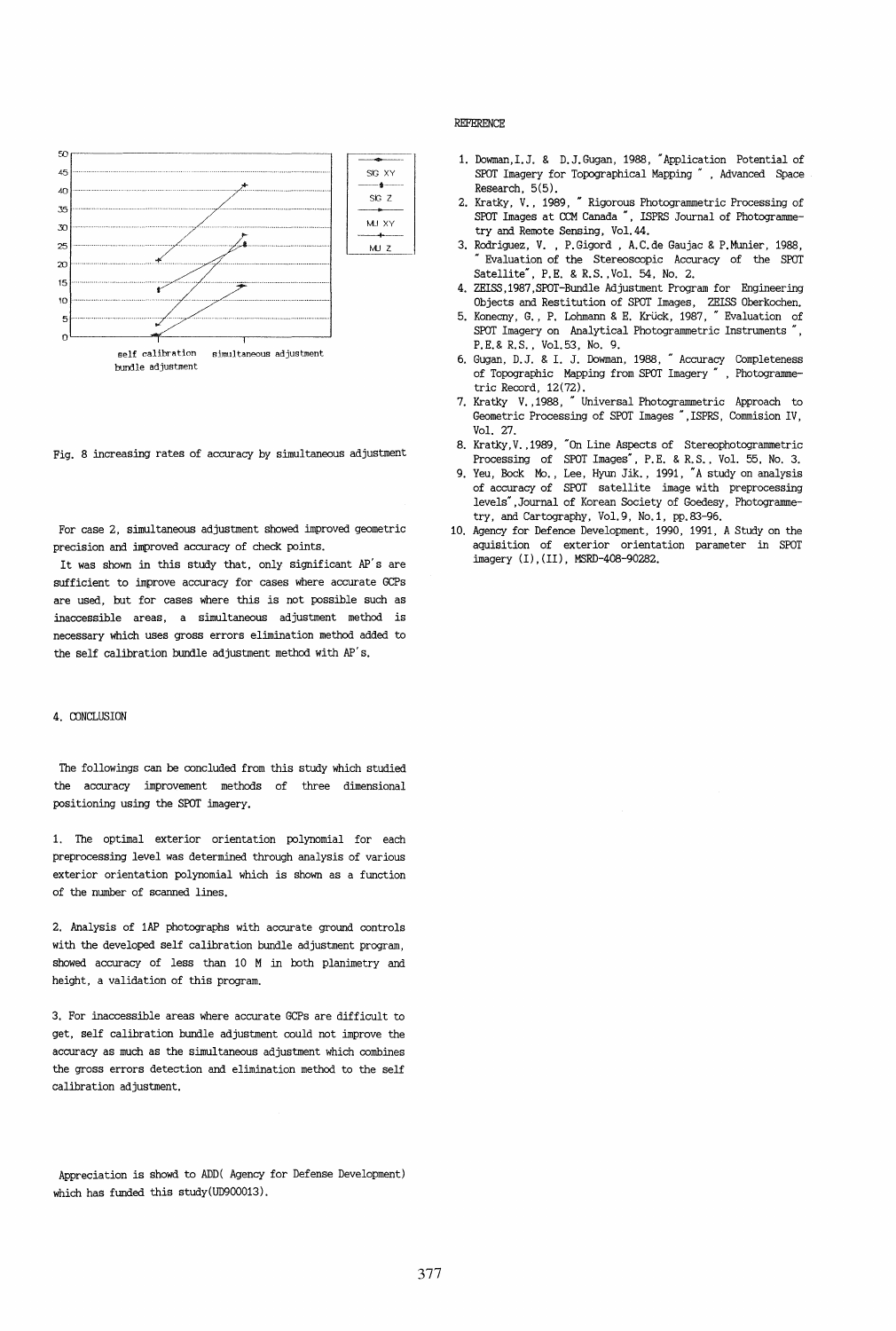50
45
40
35
30
25
20
15
10
5
0

SIG XY
SIG Z
MU XY
MU Z

self calibration bundle adjustment
simultaneous adjustment

Fig. 8 increasing rates of accuracy by simultaneous adjustment

For case 2, simultaneous adjustment showed improved geometric precision and improved accuracy of check points.

It was shown in this study that, only significant AP's are sufficient to improve accuracy for cases where accurate GCPs are used, but for cases where this is not possible such as inaccessible areas, a simultaneous adjustment method is necessary which uses gross errors elimination method added to the self calibration bundle adjustment method with AP's.

## 4. CONCLUSION

The followings can be concluded from this study which studied the accuracy improvement methods of three dimensional positioning using the SPOT imagery.

1. The optimal exterior orientation polynomial for each preprocessing level was determined through analysis of various exterior orientation polynomial which is shown as a function of the number of scanned lines.

2. Analysis of 1AP photographs with accurate ground controls with the developed self calibration bundle adjustment program, showed accuracy of less than 10 M in both planimetry and height, a validation of this program.

3. For inaccessible areas where accurate GCPs are difficult to get, self calibration bundle adjustment could not improve the accuracy as much as the simultaneous adjustment which combines the gross errors detection and elimination method to the self calibration adjustment.

Appreciation is showd to ADD( Agency for Defense Development) which has funded this study(UD900013).

## REFERENCE

1. Dowman,I.J. & D.J.Gugan, 1988, "Application Potential of SPOT Imagery for Topographical Mapping " , Advanced Space Research, 5(5).
2. Kratky, V., 1989, " Rigorous Photogrammetric Processing of SPOT Images at CCM Canada ", ISPRS Journal of Photogrammetry and Remote Sensing, Vol.44.
3. Rodriguez, V. , P.Gigord , A.C.de Gaujac & P.Munier, 1988, " Evaluation of the Stereoscopic Accuracy of the SPOT Satellite", P.E. & R.S.,Vol. 54, No. 2.
4. ZEISS,1987,SPOT-Bundle Adjustment Program for Engineering Objects and Restitution of SPOT Images, ZEISS Oberkochen.
5. Konecny, G., P. Lohmann & E. Krück, 1987, " Evaluation of SPOT Imagery on Analytical Photogrammetric Instruments ", P.E.& R.S., Vol.53, No. 9.
6. Gugan, D.J. & I. J. Dowman, 1988, " Accuracy Completeness of Topographic Mapping from SPOT Imagery " , Photogrammetric Record, 12(72).
7. Kratky V.,1988, " Universal Photogrammetric Approach to Geometric Processing of SPOT Images ",ISPRS, Commision IV, Vol. 27.
8. Kratky,V.,1989, "On Line Aspects of Stereophotogrammetric Processing of SPOT Images", P.E. & R.S., Vol. 55, No. 3.
9. Yeu, Bock Mo., Lee, Hyun Jik., 1991, "A study on analysis of accuracy of SPOT satellite image with preprocessing levels",Journal of Korean Society of Goedesy, Photogrammetry, and Cartography, Vol.9, No.1, pp.83-96.
10. Agency for Defence Development, 1990, 1991, A Study on the aquisition of exterior orientation parameter in SPOT imagery (I),(II), MSRD-408-90282.